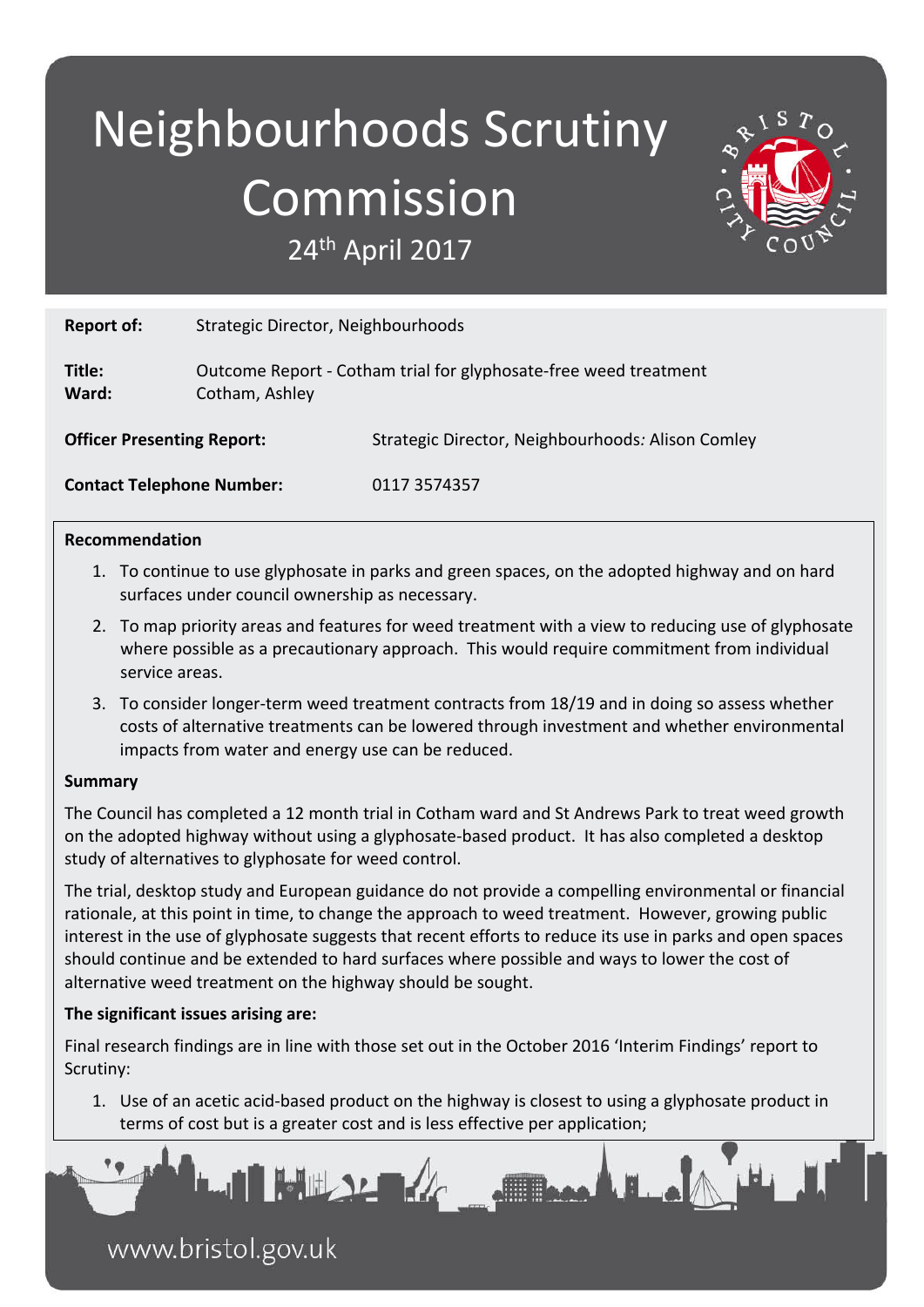# Neighbourhoods Scrutiny Commission

24th April 2017

**Report of:** Strategic Director, Neighbourhoods

**Title:** Outcome Report - Cotham trial for glyphosate-free weed treatment

**Ward:** Cotham, Ashley

**Officer Presenting Report:** Strategic Director, Neighbourhoods: Alison Comley

**Contact Telephone Number:** 0117 3574357

**Recommendation**

1. To continue to use glyphosate in parks and green spaces, on the adopted highway and on hard surfaces under council ownership as necessary.
2. To map priority areas and features for weed treatment with a view to reducing use of glyphosate where possible as a precautionary approach. This would require commitment from individual service areas.
3. To consider longer-term weed treatment contracts from 18/19 and in doing so assess whether costs of alternative treatments can be lowered through investment and whether environmental impacts from water and energy use can be reduced.

**Summary**

The Council has completed a 12 month trial in Cotham ward and St Andrews Park to treat weed growth on the adopted highway without using a glyphosate-based product. It has also completed a desktop study of alternatives to glyphosate for weed control.

The trial, desktop study and European guidance do not provide a compelling environmental or financial rationale, at this point in time, to change the approach to weed treatment. However, growing public interest in the use of glyphosate suggests that recent efforts to reduce its use in parks and open spaces should continue and be extended to hard surfaces where possible and ways to lower the cost of alternative weed treatment on the highway should be sought.

**The significant issues arising are:**

Final research findings are in line with those set out in the October 2016 'Interim Findings' report to Scrutiny:

1. Use of an acetic acid-based product on the highway is closest to using a glyphosate product in terms of cost but is a greater cost and is less effective per application;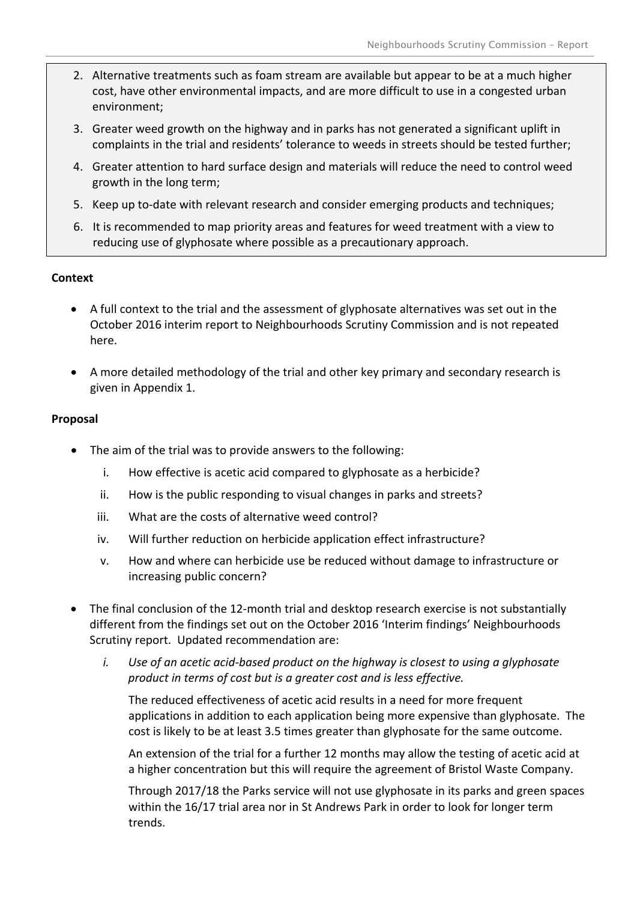2. Alternative treatments such as foam stream are available but appear to be at a much higher cost, have other environmental impacts, and are more difficult to use in a congested urban environment;
3. Greater weed growth on the highway and in parks has not generated a significant uplift in complaints in the trial and residents' tolerance to weeds in streets should be tested further;
4. Greater attention to hard surface design and materials will reduce the need to control weed growth in the long term;
5. Keep up to-date with relevant research and consider emerging products and techniques;
6. It is recommended to map priority areas and features for weed treatment with a view to reducing use of glyphosate where possible as a precautionary approach.

**Context**

- A full context to the trial and the assessment of glyphosate alternatives was set out in the October 2016 interim report to Neighbourhoods Scrutiny Commission and is not repeated here.
- A more detailed methodology of the trial and other key primary and secondary research is given in Appendix 1.

**Proposal**

- The aim of the trial was to provide answers to the following:
  - i. How effective is acetic acid compared to glyphosate as a herbicide?
  - ii. How is the public responding to visual changes in parks and streets?
  - iii. What are the costs of alternative weed control?
  - iv. Will further reduction on herbicide application effect infrastructure?
  - v. How and where can herbicide use be reduced without damage to infrastructure or increasing public concern?
- The final conclusion of the 12-month trial and desktop research exercise is not substantially different from the findings set out on the October 2016 'Interim findings' Neighbourhoods Scrutiny report. Updated recommendation are:
  - i. *Use of an acetic acid-based product on the highway is closest to using a glyphosate product in terms of cost but is a greater cost and is less effective.*

    The reduced effectiveness of acetic acid results in a need for more frequent applications in addition to each application being more expensive than glyphosate. The cost is likely to be at least 3.5 times greater than glyphosate for the same outcome.

    An extension of the trial for a further 12 months may allow the testing of acetic acid at a higher concentration but this will require the agreement of Bristol Waste Company.

    Through 2017/18 the Parks service will not use glyphosate in its parks and green spaces within the 16/17 trial area nor in St Andrews Park in order to look for longer term trends.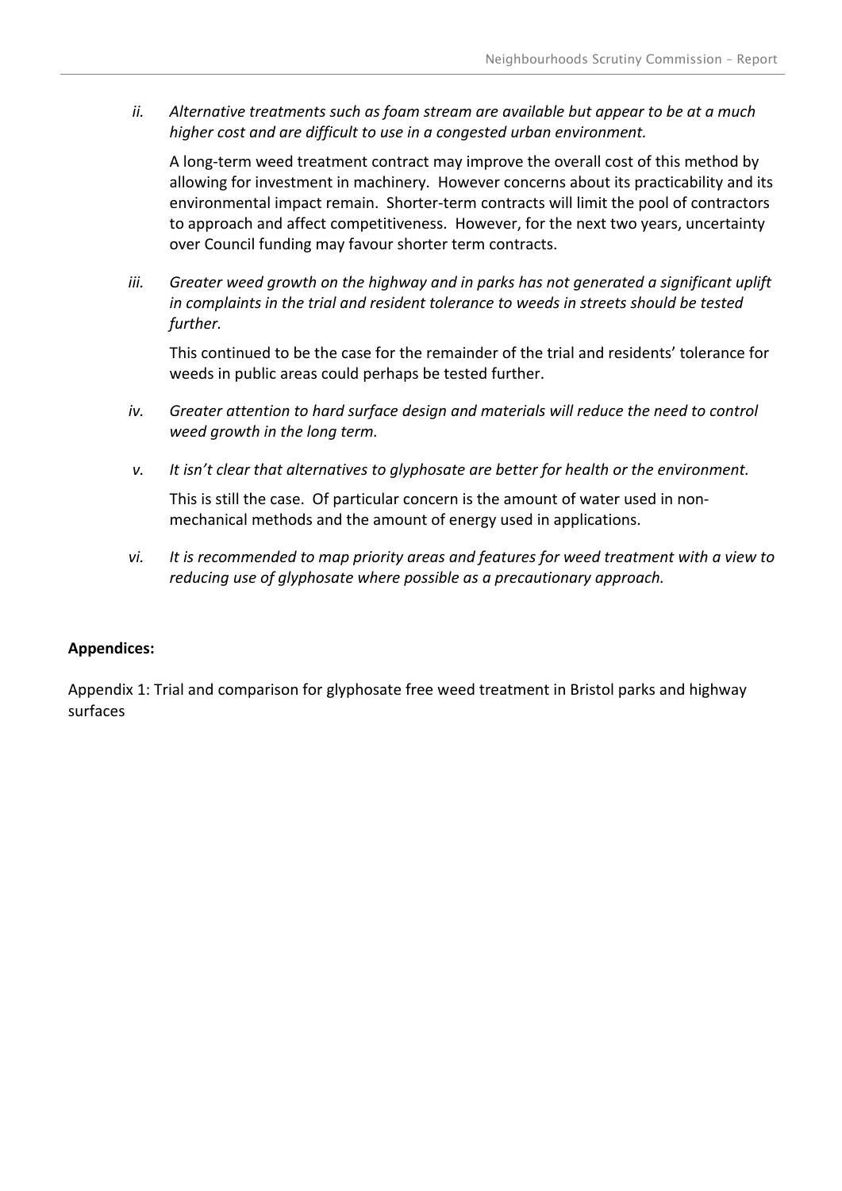ii. *Alternative treatments such as foam stream are available but appear to be at a much higher cost and are difficult to use in a congested urban environment.*

    A long-term weed treatment contract may improve the overall cost of this method by allowing for investment in machinery. However concerns about its practicability and its environmental impact remain. Shorter-term contracts will limit the pool of contractors to approach and affect competitiveness. However, for the next two years, uncertainty over Council funding may favour shorter term contracts.

iii. *Greater weed growth on the highway and in parks has not generated a significant uplift in complaints in the trial and resident tolerance to weeds in streets should be tested further.*

    This continued to be the case for the remainder of the trial and residents' tolerance for weeds in public areas could perhaps be tested further.

iv. *Greater attention to hard surface design and materials will reduce the need to control weed growth in the long term.*

v. *It isn't clear that alternatives to glyphosate are better for health or the environment.*

    This is still the case. Of particular concern is the amount of water used in non-mechanical methods and the amount of energy used in applications.

vi. *It is recommended to map priority areas and features for weed treatment with a view to reducing use of glyphosate where possible as a precautionary approach.*

**Appendices:**

Appendix 1: Trial and comparison for glyphosate free weed treatment in Bristol parks and highway surfaces